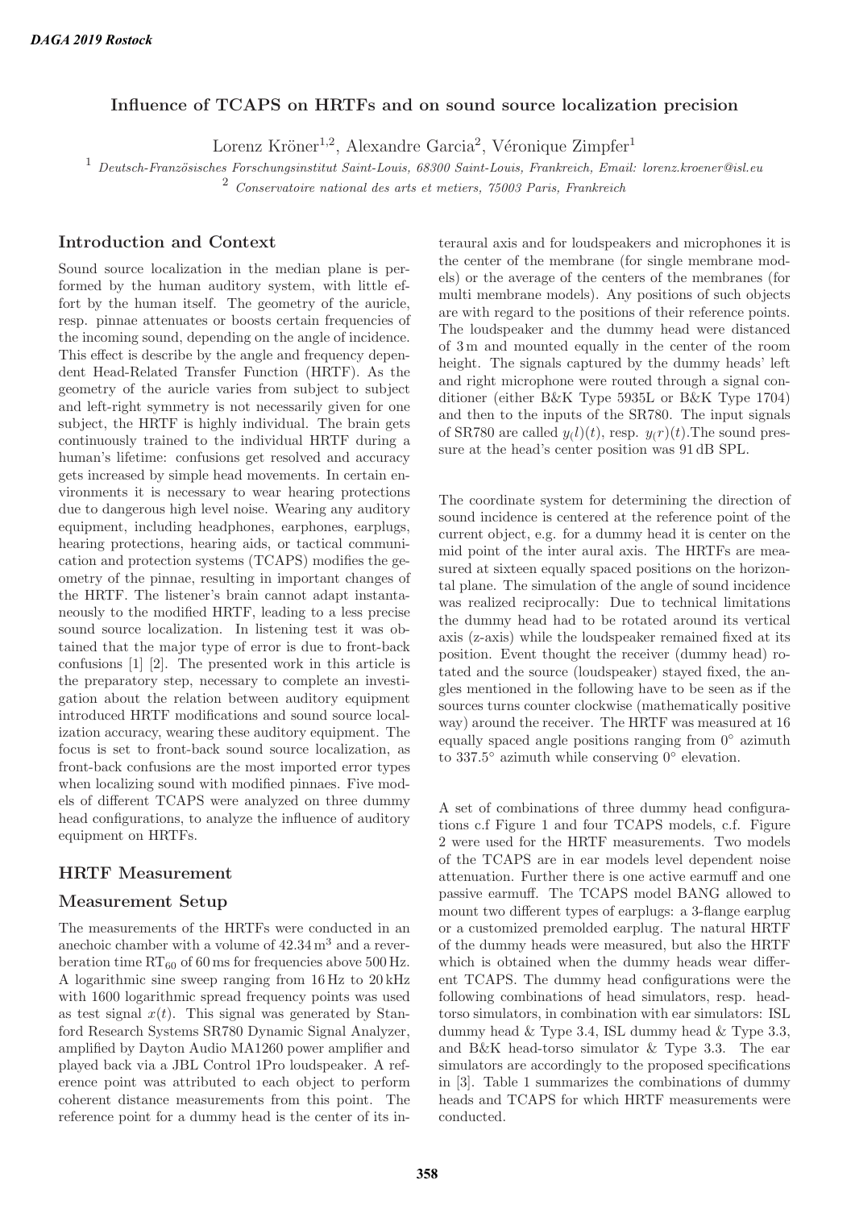# Influence of TCAPS on HRTFs and on sound source localization precision

Lorenz Kröner[1,2], Alexandre Garcia[2], Véronique Zimpfer[1]

[1] *Deutsch-Französisches Forschungsinstitut Saint-Louis, 68300 Saint-Louis, Frankreich, Email: lorenz.kroener@isl.eu*

[2] *Conservatoire national des arts et metiers, 75003 Paris, Frankreich*

## Introduction and Context

Sound source localization in the median plane is performed by the human auditory system, with little effort by the human itself. The geometry of the auricle, resp. pinnae attenuates or boosts certain frequencies of the incoming sound, depending on the angle of incidence. This effect is describe by the angle and frequency dependent Head-Related Transfer Function (HRTF). As the geometry of the auricle varies from subject to subject and left-right symmetry is not necessarily given for one subject, the HRTF is highly individual. The brain gets continuously trained to the individual HRTF during a human's lifetime: confusions get resolved and accuracy gets increased by simple head movements. In certain environments it is necessary to wear hearing protections due to dangerous high level noise. Wearing any auditory equipment, including headphones, earphones, earplugs, hearing protections, hearing aids, or tactical communication and protection systems (TCAPS) modifies the geometry of the pinnae, resulting in important changes of the HRTF. The listener's brain cannot adapt instantaneously to the modified HRTF, leading to a less precise sound source localization. In listening test it was obtained that the major type of error is due to front-back confusions [1] [2]. The presented work in this article is the preparatory step, necessary to complete an investigation about the relation between auditory equipment introduced HRTF modifications and sound source localization accuracy, wearing these auditory equipment. The focus is set to front-back sound source localization, as front-back confusions are the most imported error types when localizing sound with modified pinnaes. Five models of different TCAPS were analyzed on three dummy head configurations, to analyze the influence of auditory equipment on HRTFs.

## HRTF Measurement

### Measurement Setup

The measurements of the HRTFs were conducted in an anechoic chamber with a volume of $42.34\,\mathrm{m}^3$ and a reverberation time $\mathrm{RT}_{60}$ of 60 ms for frequencies above 500 Hz. A logarithmic sine sweep ranging from 16 Hz to 20 kHz with 1600 logarithmic spread frequency points was used as test signal $x(t)$. This signal was generated by Stanford Research Systems SR780 Dynamic Signal Analyzer, amplified by Dayton Audio MA1260 power amplifier and played back via a JBL Control 1Pro loudspeaker. A reference point was attributed to each object to perform coherent distance measurements from this point. The reference point for a dummy head is the center of its interaural axis and for loudspeakers and microphones it is the center of the membrane (for single membrane models) or the average of the centers of the membranes (for multi membrane models). Any positions of such objects are with regard to the positions of their reference points. The loudspeaker and the dummy head were distanced of 3 m and mounted equally in the center of the room height. The signals captured by the dummy heads' left and right microphone were routed through a signal conditioner (either B&K Type 5935L or B&K Type 1704) and then to the inputs of the SR780. The input signals of SR780 are called $y_(l)(t)$, resp. $y_(r)(t)$.The sound pressure at the head's center position was 91 dB SPL.

The coordinate system for determining the direction of sound incidence is centered at the reference point of the current object, e.g. for a dummy head it is center on the mid point of the inter aural axis. The HRTFs are measured at sixteen equally spaced positions on the horizontal plane. The simulation of the angle of sound incidence was realized reciprocally: Due to technical limitations the dummy head had to be rotated around its vertical axis (z-axis) while the loudspeaker remained fixed at its position. Event thought the receiver (dummy head) rotated and the source (loudspeaker) stayed fixed, the angles mentioned in the following have to be seen as if the sources turns counter clockwise (mathematically positive way) around the receiver. The HRTF was measured at 16 equally spaced angle positions ranging from 0° azimuth to 337.5° azimuth while conserving 0° elevation.

A set of combinations of three dummy head configurations c.f Figure 1 and four TCAPS models, c.f. Figure 2 were used for the HRTF measurements. Two models of the TCAPS are in ear models level dependent noise attenuation. Further there is one active earmuff and one passive earmuff. The TCAPS model BANG allowed to mount two different types of earplugs: a 3-flange earplug or a customized premolded earplug. The natural HRTF of the dummy heads were measured, but also the HRTF which is obtained when the dummy heads wear different TCAPS. The dummy head configurations were the following combinations of head simulators, resp. head-torso simulators, in combination with ear simulators: ISL dummy head & Type 3.4, ISL dummy head & Type 3.3, and B&K head-torso simulator & Type 3.3. The ear simulators are accordingly to the proposed specifications in [3]. Table 1 summarizes the combinations of dummy heads and TCAPS for which HRTF measurements were conducted.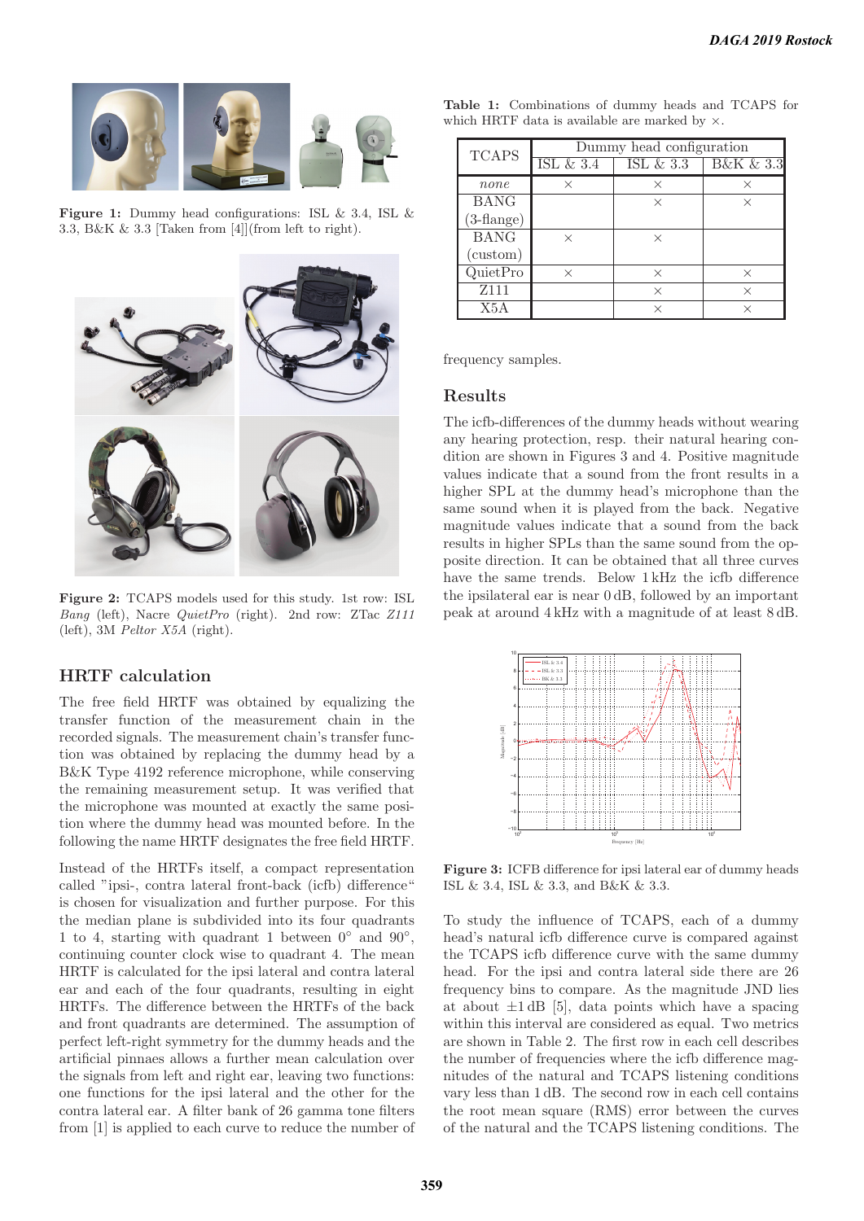Figure 1: Dummy head configurations: ISL & 3.4, ISL & 3.3, B&K & 3.3 [Taken from [4]](from left to right).

Figure 2: TCAPS models used for this study. 1st row: ISL *Bang* (left), Nacre *QuietPro* (right). 2nd row: ZTac *Z111* (left), 3M *Peltor X5A* (right).

## HRTF calculation

The free field HRTF was obtained by equalizing the transfer function of the measurement chain in the recorded signals. The measurement chain's transfer function was obtained by replacing the dummy head by a B&K Type 4192 reference microphone, while conserving the remaining measurement setup. It was verified that the microphone was mounted at exactly the same position where the dummy head was mounted before. In the following the name HRTF designates the free field HRTF.

Instead of the HRTFs itself, a compact representation called "ipsi-, contra lateral front-back (icfb) difference" is chosen for visualization and further purpose. For this the median plane is subdivided into its four quadrants 1 to 4, starting with quadrant 1 between 0° and 90°, continuing counter clock wise to quadrant 4. The mean HRTF is calculated for the ipsi lateral and contra lateral ear and each of the four quadrants, resulting in eight HRTFs. The difference between the HRTFs of the back and front quadrants are determined. The assumption of perfect left-right symmetry for the dummy heads and the artificial pinnaes allows a further mean calculation over the signals from left and right ear, leaving two functions: one functions for the ipsi lateral and the other for the contra lateral ear. A filter bank of 26 gamma tone filters from [1] is applied to each curve to reduce the number of frequency samples.

Table 1: Combinations of dummy heads and TCAPS for which HRTF data is available are marked by ×.

| TCAPS | Dummy head configuration | | |
|---|---|---|---|
| | ISL & 3.4 | ISL & 3.3 | B&K & 3.3 |
| *none* | × | × | × |
| BANG (3-flange) | | × | × |
| BANG (custom) | × | × | |
| QuietPro | × | × | × |
| Z111 | | × | × |
| X5A | | × | × |

## Results

The icfb-differences of the dummy heads without wearing any hearing protection, resp. their natural hearing condition are shown in Figures 3 and 4. Positive magnitude values indicate that a sound from the front results in a higher SPL at the dummy head's microphone than the same sound when it is played from the back. Negative magnitude values indicate that a sound from the back results in higher SPLs than the same sound from the opposite direction. It can be obtained that all three curves have the same trends. Below 1 kHz the icfb difference the ipsilateral ear is near 0 dB, followed by an important peak at around 4 kHz with a magnitude of at least 8 dB.

Figure 3: ICFB difference for ipsi lateral ear of dummy heads ISL & 3.4, ISL & 3.3, and B&K & 3.3.

To study the influence of TCAPS, each of a dummy head's natural icfb difference curve is compared against the TCAPS icfb difference curve with the same dummy head. For the ipsi and contra lateral side there are 26 frequency bins to compare. As the magnitude JND lies at about ±1 dB [5], data points which have a spacing within this interval are considered as equal. Two metrics are shown in Table 2. The first row in each cell describes the number of frequencies where the icfb difference magnitudes of the natural and TCAPS listening conditions vary less than 1 dB. The second row in each cell contains the root mean square (RMS) error between the curves of the natural and the TCAPS listening conditions. The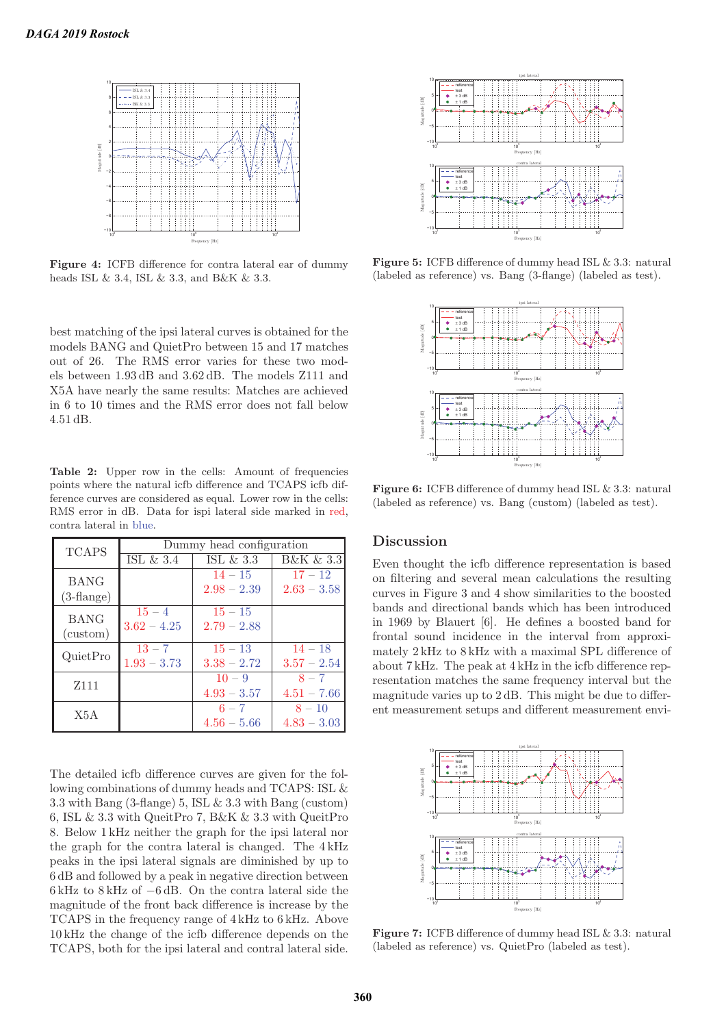Figure 4: ICFB difference for contra lateral ear of dummy heads ISL & 3.4, ISL & 3.3, and B&K & 3.3.

best matching of the ipsi lateral curves is obtained for the models BANG and QuietPro between 15 and 17 matches out of 26. The RMS error varies for these two models between 1.93 dB and 3.62 dB. The models Z111 and X5A have nearly the same results: Matches are achieved in 6 to 10 times and the RMS error does not fall below 4.51 dB.

**Table 2:** Upper row in the cells: Amount of frequencies points where the natural icfb difference and TCAPS icfb difference curves are considered as equal. Lower row in the cells: RMS error in dB. Data for ispi lateral side marked in red, contra lateral in blue.

| TCAPS | Dummy head configuration | | |
|---|---|---|---|
| | ISL & 3.4 | ISL & 3.3 | B&K & 3.3 |
| BANG (3-flange) | | 14 – 15<br>2.98 – 2.39 | 17 – 12<br>2.63 – 3.58 |
| BANG (custom) | 15 – 4<br>3.62 – 4.25 | 15 – 15<br>2.79 – 2.88 | |
| QuietPro | 13 – 7<br>1.93 – 3.73 | 15 – 13<br>3.38 – 2.72 | 14 – 18<br>3.57 – 2.54 |
| Z111 | | 10 – 9<br>4.93 – 3.57 | 8 – 7<br>4.51 – 7.66 |
| X5A | | 6 – 7<br>4.56 – 5.66 | 8 – 10<br>4.83 – 3.03 |

The detailed icfb difference curves are given for the following combinations of dummy heads and TCAPS: ISL & 3.3 with Bang (3-flange) 5, ISL & 3.3 with Bang (custom) 6, ISL & 3.3 with QeitPro 7, B&K & 3.3 with QeitPro 8. Below 1 kHz neither the graph for the ipsi lateral nor the graph for the contra lateral is changed. The 4 kHz peaks in the ipsi lateral signals are diminished by up to 6 dB and followed by a peak in negative direction between 6 kHz to 8 kHz of −6 dB. On the contra lateral side the magnitude of the front back difference is increase by the TCAPS in the frequency range of 4 kHz to 6 kHz. Above 10 kHz the change of the icfb difference depends on the TCAPS, both for the ipsi lateral and contral lateral side.

Figure 5: ICFB difference of dummy head ISL & 3.3: natural (labeled as reference) vs. Bang (3-flange) (labeled as test).

Figure 6: ICFB difference of dummy head ISL & 3.3: natural (labeled as reference) vs. Bang (custom) (labeled as test).

## Discussion

Even thought the icfb difference representation is based on filtering and several mean calculations the resulting curves in Figure 3 and 4 show similarities to the boosted bands and directional bands which has been introduced in 1969 by Blauert [6]. He defines a boosted band for frontal sound incidence in the interval from approximately 2 kHz to 8 kHz with a maximal SPL difference of about 7 kHz. The peak at 4 kHz in the icfb difference representation matches the same frequency interval but the magnitude varies up to 2 dB. This might be due to different measurement setups and different measurement envi-

Figure 7: ICFB difference of dummy head ISL & 3.3: natural (labeled as reference) vs. QuietPro (labeled as test).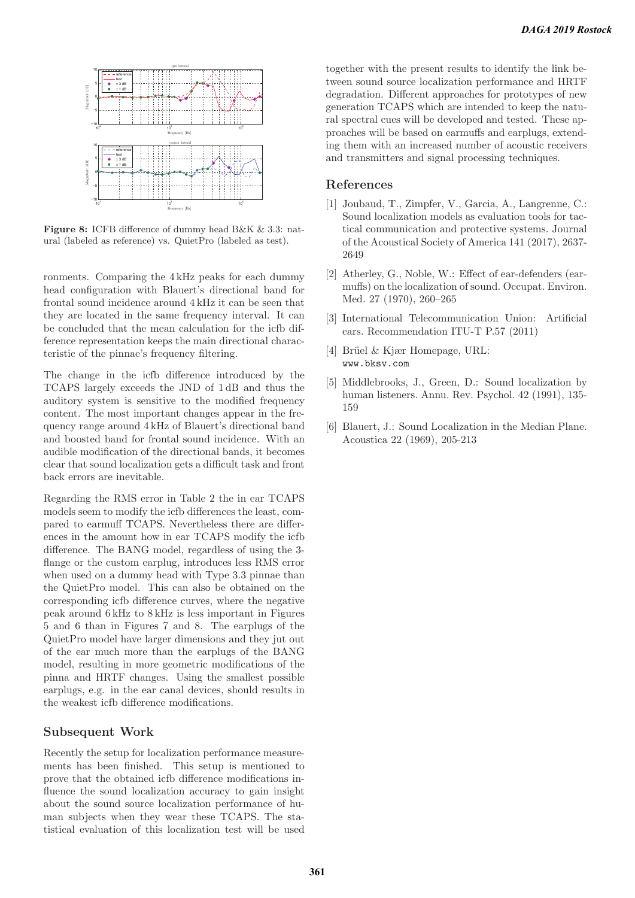ipsi lateral

10

5

0

−5

−10

Magnitude [dB]

reference
test
± 3 dB
± 1 dB

$10^2$ $10^3$ $10^4$

Frequency [Hz]

contra lateral

10

5

0

−5

−10

Magnitude [dB]

reference
test
± 3 dB
± 1 dB

$10^2$ $10^3$ $10^4$

Frequency [Hz]

**Figure 8:** ICFB difference of dummy head B&K & 3.3: natural (labeled as reference) vs. QuietPro (labeled as test).

ronments. Comparing the 4 kHz peaks for each dummy head configuration with Blauert's directional band for frontal sound incidence around 4 kHz it can be seen that they are located in the same frequency interval. It can be concluded that the mean calculation for the icfb difference representation keeps the main directional characteristic of the pinnae's frequency filtering.

The change in the icfb difference introduced by the TCAPS largely exceeds the JND of 1 dB and thus the auditory system is sensitive to the modified frequency content. The most important changes appear in the frequency range around 4 kHz of Blauert's directional band and boosted band for frontal sound incidence. With an audible modification of the directional bands, it becomes clear that sound localization gets a difficult task and front back errors are inevitable.

Regarding the RMS error in Table 2 the in ear TCAPS models seem to modify the icfb differences the least, compared to earmuff TCAPS. Nevertheless there are differences in the amount how in ear TCAPS modify the icfb difference. The BANG model, regardless of using the 3-flange or the custom earplug, introduces less RMS error when used on a dummy head with Type 3.3 pinnae than the QuietPro model. This can also be obtained on the corresponding icfb difference curves, where the negative peak around 6 kHz to 8 kHz is less important in Figures 5 and 6 than in Figures 7 and 8. The earplugs of the QuietPro model have larger dimensions and they jut out of the ear much more than the earplugs of the BANG model, resulting in more geometric modifications of the pinna and HRTF changes. Using the smallest possible earplugs, e.g. in the ear canal devices, should results in the weakest icfb difference modifications.

## Subsequent Work

Recently the setup for localization performance measurements has been finished. This setup is mentioned to prove that the obtained icfb difference modifications influence the sound localization accuracy to gain insight about the sound source localization performance of human subjects when they wear these TCAPS. The statistical evaluation of this localization test will be used together with the present results to identify the link between sound source localization performance and HRTF degradation. Different approaches for prototypes of new generation TCAPS which are intended to keep the natural spectral cues will be developed and tested. These approaches will be based on earmuffs and earplugs, extending them with an increased number of acoustic receivers and transmitters and signal processing techniques.

## References

[1] Joubaud, T., Zimpfer, V., Garcia, A., Langrenne, C.: Sound localization models as evaluation tools for tactical communication and protective systems. Journal of the Acoustical Society of America 141 (2017), 2637-2649

[2] Atherley, G., Noble, W.: Effect of ear-defenders (earmuffs) on the localization of sound. Occupat. Environ. Med. 27 (1970), 260–265

[3] International Telecommunication Union: Artificial ears. Recommendation ITU-T P.57 (2011)

[4] Brüel & Kjær Homepage, URL: www.bksv.com

[5] Middlebrooks, J., Green, D.: Sound localization by human listeners. Annu. Rev. Psychol. 42 (1991), 135-159

[6] Blauert, J.: Sound Localization in the Median Plane. Acoustica 22 (1969), 205-213